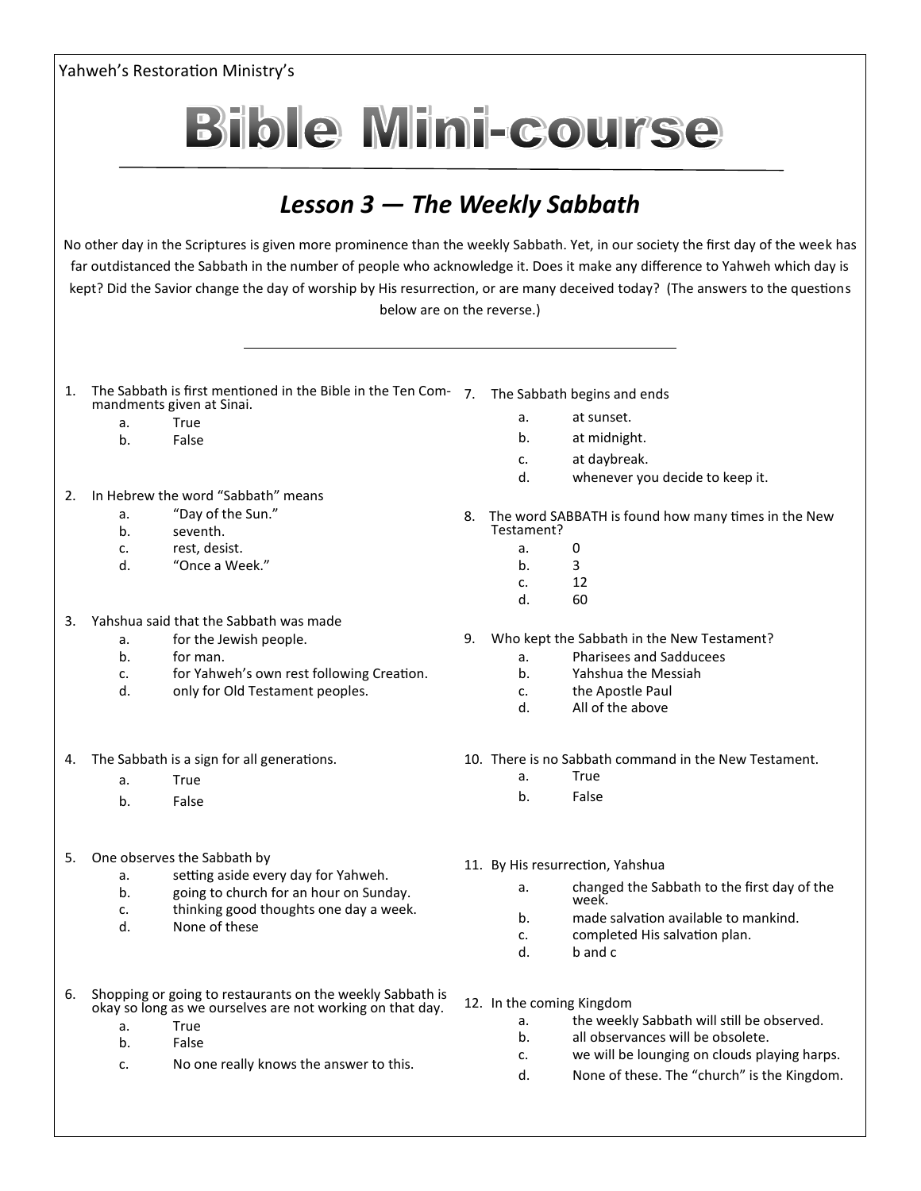Yahweh's Restoration Ministry's

# Bible Mini-course

## *Lesson 3 — The Weekly Sabbath*

No other day in the Scriptures is given more prominence than the weekly Sabbath. Yet, in our society the first day of the week has far outdistanced the Sabbath in the number of people who acknowledge it. Does it make any difference to Yahweh which day is kept? Did the Savior change the day of worship by His resurrection, or are many deceived today? (The answers to the questions below are on the reverse.)

---

1. The Sabbath is first mentioned in the Bible in the Ten Commandments given at Sinai.
   - a. True
   - b. False

2. In Hebrew the word "Sabbath" means
   - a. "Day of the Sun."
   - b. seventh.
   - c. rest, desist.
   - d. "Once a Week."

3. Yahshua said that the Sabbath was made
   - a. for the Jewish people.
   - b. for man.
   - c. for Yahweh's own rest following Creation.
   - d. only for Old Testament peoples.

4. The Sabbath is a sign for all generations.
   - a. True
   - b. False

5. One observes the Sabbath by
   - a. setting aside every day for Yahweh.
   - b. going to church for an hour on Sunday.
   - c. thinking good thoughts one day a week.
   - d. None of these

6. Shopping or going to restaurants on the weekly Sabbath is okay so long as we ourselves are not working on that day.
   - a. True
   - b. False
   - c. No one really knows the answer to this.

7. The Sabbath begins and ends
   - a. at sunset.
   - b. at midnight.
   - c. at daybreak.
   - d. whenever you decide to keep it.

8. The word SABBATH is found how many times in the New Testament?
   - a. 0
   - b. 3
   - c. 12
   - d. 60

9. Who kept the Sabbath in the New Testament?
   - a. Pharisees and Sadducees
   - b. Yahshua the Messiah
   - c. the Apostle Paul
   - d. All of the above

10. There is no Sabbath command in the New Testament.
    - a. True
    - b. False

11. By His resurrection, Yahshua
    - a. changed the Sabbath to the first day of the week.
    - b. made salvation available to mankind.
    - c. completed His salvation plan.
    - d. b and c

12. In the coming Kingdom
    - a. the weekly Sabbath will still be observed.
    - b. all observances will be obsolete.
    - c. we will be lounging on clouds playing harps.
    - d. None of these. The "church" is the Kingdom.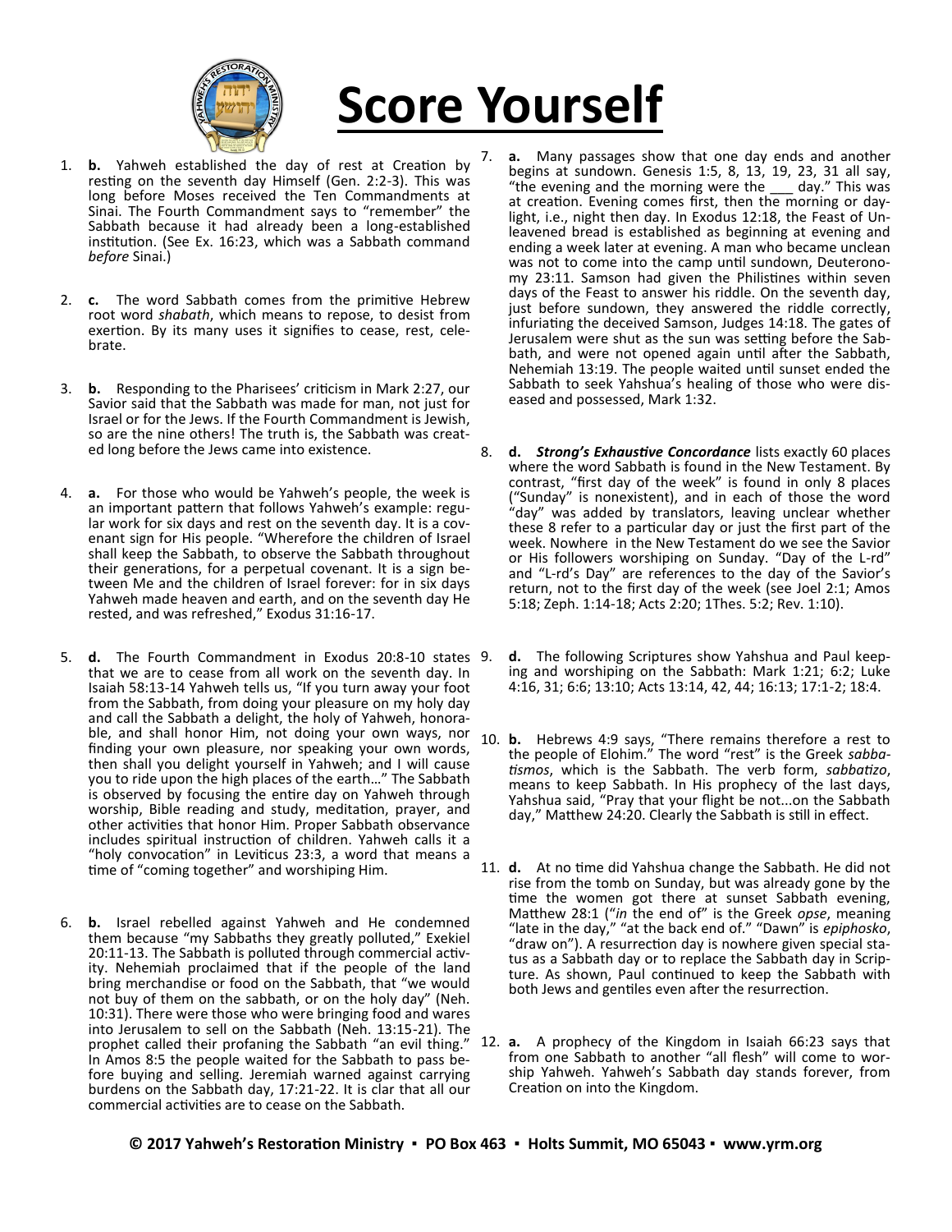# Score Yourself

1. **b.** Yahweh established the day of rest at Creation by resting on the seventh day Himself (Gen. 2:2-3). This was long before Moses received the Ten Commandments at Sinai. The Fourth Commandment says to "remember" the Sabbath because it had already been a long-established institution. (See Ex. 16:23, which was a Sabbath command *before* Sinai.)

2. **c.** The word Sabbath comes from the primitive Hebrew root word *shabath*, which means to repose, to desist from exertion. By its many uses it signifies to cease, rest, celebrate.

3. **b.** Responding to the Pharisees' criticism in Mark 2:27, our Savior said that the Sabbath was made for man, not just for Israel or for the Jews. If the Fourth Commandment is Jewish, so are the nine others! The truth is, the Sabbath was created long before the Jews came into existence.

4. **a.** For those who would be Yahweh's people, the week is an important pattern that follows Yahweh's example: regular work for six days and rest on the seventh day. It is a covenant sign for His people. "Wherefore the children of Israel shall keep the Sabbath, to observe the Sabbath throughout their generations, for a perpetual covenant. It is a sign between Me and the children of Israel forever: for in six days Yahweh made heaven and earth, and on the seventh day He rested, and was refreshed," Exodus 31:16-17.

5. **d.** The Fourth Commandment in Exodus 20:8-10 states that we are to cease from all work on the seventh day. In Isaiah 58:13-14 Yahweh tells us, "If you turn away your foot from the Sabbath, from doing your pleasure on my holy day and call the Sabbath a delight, the holy of Yahweh, honorable, and shall honor Him, not doing your own ways, nor finding your own pleasure, nor speaking your own words, then shall you delight yourself in Yahweh; and I will cause you to ride upon the high places of the earth…" The Sabbath is observed by focusing the entire day on Yahweh through worship, Bible reading and study, meditation, prayer, and other activities that honor Him. Proper Sabbath observance includes spiritual instruction of children. Yahweh calls it a "holy convocation" in Leviticus 23:3, a word that means a time of "coming together" and worshiping Him.

6. **b.** Israel rebelled against Yahweh and He condemned them because "my Sabbaths they greatly polluted," Exekiel 20:11-13. The Sabbath is polluted through commercial activity. Nehemiah proclaimed that if the people of the land bring merchandise or food on the Sabbath, that "we would not buy of them on the sabbath, or on the holy day" (Neh. 10:31). There were those who were bringing food and wares into Jerusalem to sell on the Sabbath (Neh. 13:15-21). The prophet called their profaning the Sabbath "an evil thing." In Amos 8:5 the people waited for the Sabbath to pass before buying and selling. Jeremiah warned against carrying burdens on the Sabbath day, 17:21-22. It is clar that all our commercial activities are to cease on the Sabbath.

7. **a.** Many passages show that one day ends and another begins at sundown. Genesis 1:5, 8, 13, 19, 23, 31 all say, "the evening and the morning were the ___ day." This was at creation. Evening comes first, then the morning or daylight, i.e., night then day. In Exodus 12:18, the Feast of Unleavened bread is established as beginning at evening and ending a week later at evening. A man who became unclean was not to come into the camp until sundown, Deuteronomy 23:11. Samson had given the Philistines within seven days of the Feast to answer his riddle. On the seventh day, just before sundown, they answered the riddle correctly, infuriating the deceived Samson, Judges 14:18. The gates of Jerusalem were shut as the sun was setting before the Sabbath, and were not opened again until after the Sabbath, Nehemiah 13:19. The people waited until sunset ended the Sabbath to seek Yahshua's healing of those who were diseased and possessed, Mark 1:32.

8. **d.** ***Strong's Exhaustive Concordance*** lists exactly 60 places where the word Sabbath is found in the New Testament. By contrast, "first day of the week" is found in only 8 places ("Sunday" is nonexistent), and in each of those the word "day" was added by translators, leaving unclear whether these 8 refer to a particular day or just the first part of the week. Nowhere in the New Testament do we see the Savior or His followers worshiping on Sunday. "Day of the L-rd" and "L-rd's Day" are references to the day of the Savior's return, not to the first day of the week (see Joel 2:1; Amos 5:18; Zeph. 1:14-18; Acts 2:20; 1Thes. 5:2; Rev. 1:10).

9. **d.** The following Scriptures show Yahshua and Paul keeping and worshiping on the Sabbath: Mark 1:21; 6:2; Luke 4:16, 31; 6:6; 13:10; Acts 13:14, 42, 44; 16:13; 17:1-2; 18:4.

10. **b.** Hebrews 4:9 says, "There remains therefore a rest to the people of Elohim." The word "rest" is the Greek *sabbatismos*, which is the Sabbath. The verb form, *sabbatizo*, means to keep Sabbath. In His prophecy of the last days, Yahshua said, "Pray that your flight be not...on the Sabbath day," Matthew 24:20. Clearly the Sabbath is still in effect.

11. **d.** At no time did Yahshua change the Sabbath. He did not rise from the tomb on Sunday, but was already gone by the time the women got there at sunset Sabbath evening, Matthew 28:1 ("*in* the end of" is the Greek *opse*, meaning "late in the day," "at the back end of." "Dawn" is *epiphosko*, "draw on"). A resurrection day is nowhere given special status as a Sabbath day or to replace the Sabbath day in Scripture. As shown, Paul continued to keep the Sabbath with both Jews and gentiles even after the resurrection.

12. **a.** A prophecy of the Kingdom in Isaiah 66:23 says that from one Sabbath to another "all flesh" will come to worship Yahweh. Yahweh's Sabbath day stands forever, from Creation on into the Kingdom.

**© 2017 Yahweh's Restoration Ministry ▪ PO Box 463 ▪ Holts Summit, MO 65043 ▪ www.yrm.org**